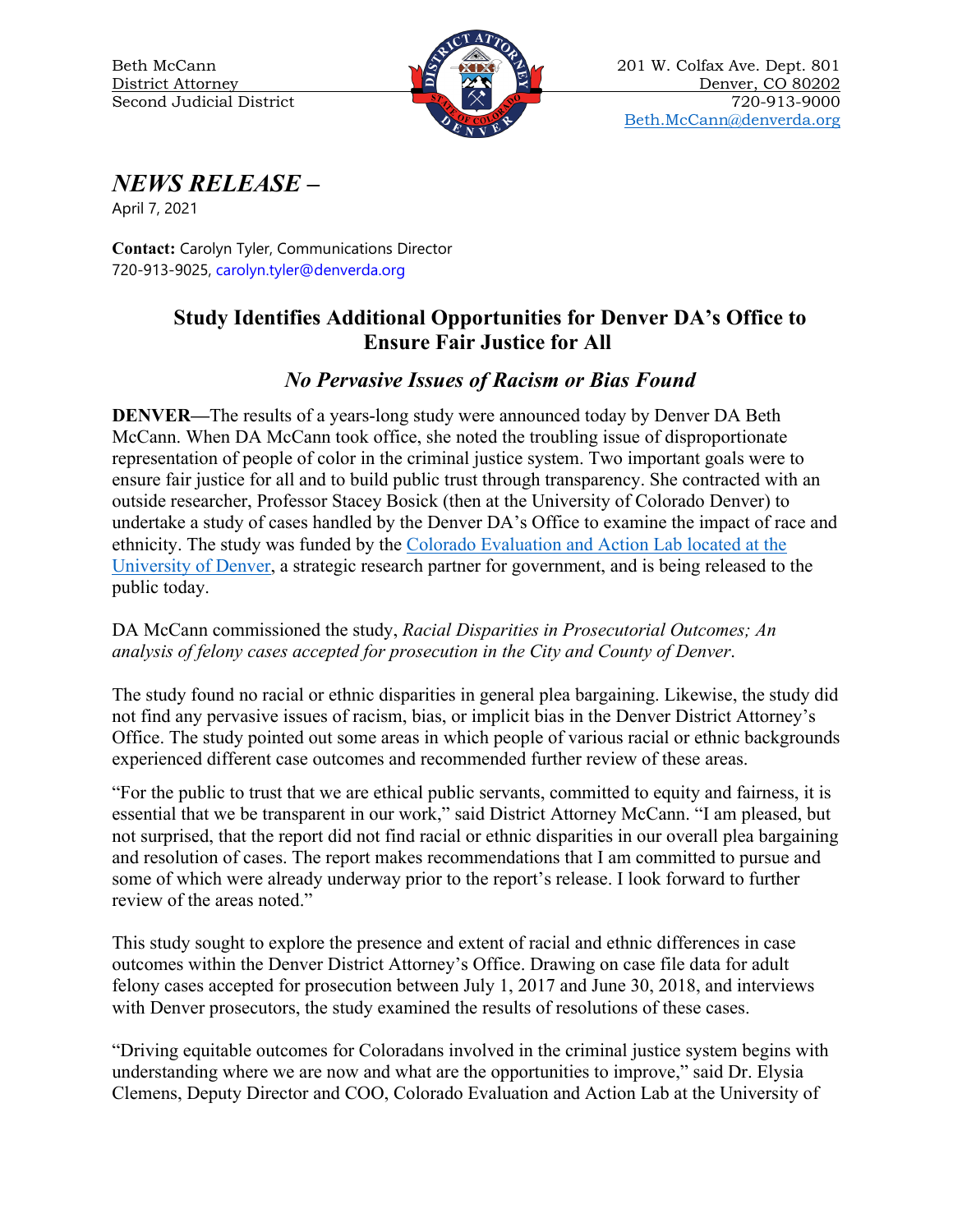Beth McCann
District Attorney
Second Judicial District

201 W. Colfax Ave. Dept. 801
Denver, CO 80202
720-913-9000
Beth.McCann@denverda.org

# *NEWS RELEASE –*

April 7, 2021

**Contact:** Carolyn Tyler, Communications Director
720-913-9025, carolyn.tyler@denverda.org

## Study Identifies Additional Opportunities for Denver DA's Office to Ensure Fair Justice for All

### *No Pervasive Issues of Racism or Bias Found*

**DENVER—**The results of a years-long study were announced today by Denver DA Beth McCann. When DA McCann took office, she noted the troubling issue of disproportionate representation of people of color in the criminal justice system. Two important goals were to ensure fair justice for all and to build public trust through transparency. She contracted with an outside researcher, Professor Stacey Bosick (then at the University of Colorado Denver) to undertake a study of cases handled by the Denver DA's Office to examine the impact of race and ethnicity. The study was funded by the Colorado Evaluation and Action Lab located at the University of Denver, a strategic research partner for government, and is being released to the public today.

DA McCann commissioned the study, *Racial Disparities in Prosecutorial Outcomes; An analysis of felony cases accepted for prosecution in the City and County of Denver*.

The study found no racial or ethnic disparities in general plea bargaining. Likewise, the study did not find any pervasive issues of racism, bias, or implicit bias in the Denver District Attorney's Office. The study pointed out some areas in which people of various racial or ethnic backgrounds experienced different case outcomes and recommended further review of these areas.

"For the public to trust that we are ethical public servants, committed to equity and fairness, it is essential that we be transparent in our work," said District Attorney McCann. "I am pleased, but not surprised, that the report did not find racial or ethnic disparities in our overall plea bargaining and resolution of cases. The report makes recommendations that I am committed to pursue and some of which were already underway prior to the report's release. I look forward to further review of the areas noted."

This study sought to explore the presence and extent of racial and ethnic differences in case outcomes within the Denver District Attorney's Office. Drawing on case file data for adult felony cases accepted for prosecution between July 1, 2017 and June 30, 2018, and interviews with Denver prosecutors, the study examined the results of resolutions of these cases.

"Driving equitable outcomes for Coloradans involved in the criminal justice system begins with understanding where we are now and what are the opportunities to improve," said Dr. Elysia Clemens, Deputy Director and COO, Colorado Evaluation and Action Lab at the University of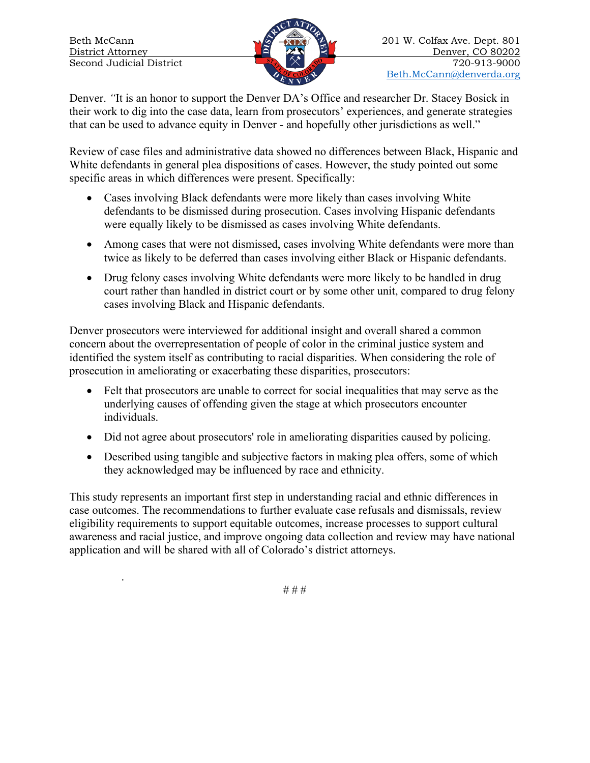Denver. *"*It is an honor to support the Denver DA's Office and researcher Dr. Stacey Bosick in their work to dig into the case data, learn from prosecutors' experiences, and generate strategies that can be used to advance equity in Denver - and hopefully other jurisdictions as well."

Review of case files and administrative data showed no differences between Black, Hispanic and White defendants in general plea dispositions of cases. However, the study pointed out some specific areas in which differences were present. Specifically:

- Cases involving Black defendants were more likely than cases involving White defendants to be dismissed during prosecution. Cases involving Hispanic defendants were equally likely to be dismissed as cases involving White defendants.
- Among cases that were not dismissed, cases involving White defendants were more than twice as likely to be deferred than cases involving either Black or Hispanic defendants.
- Drug felony cases involving White defendants were more likely to be handled in drug court rather than handled in district court or by some other unit, compared to drug felony cases involving Black and Hispanic defendants.

Denver prosecutors were interviewed for additional insight and overall shared a common concern about the overrepresentation of people of color in the criminal justice system and identified the system itself as contributing to racial disparities. When considering the role of prosecution in ameliorating or exacerbating these disparities, prosecutors:

- Felt that prosecutors are unable to correct for social inequalities that may serve as the underlying causes of offending given the stage at which prosecutors encounter individuals.
- Did not agree about prosecutors' role in ameliorating disparities caused by policing.
- Described using tangible and subjective factors in making plea offers, some of which they acknowledged may be influenced by race and ethnicity.

This study represents an important first step in understanding racial and ethnic differences in case outcomes. The recommendations to further evaluate case refusals and dismissals, review eligibility requirements to support equitable outcomes, increase processes to support cultural awareness and racial justice, and improve ongoing data collection and review may have national application and will be shared with all of Colorado's district attorneys.

###